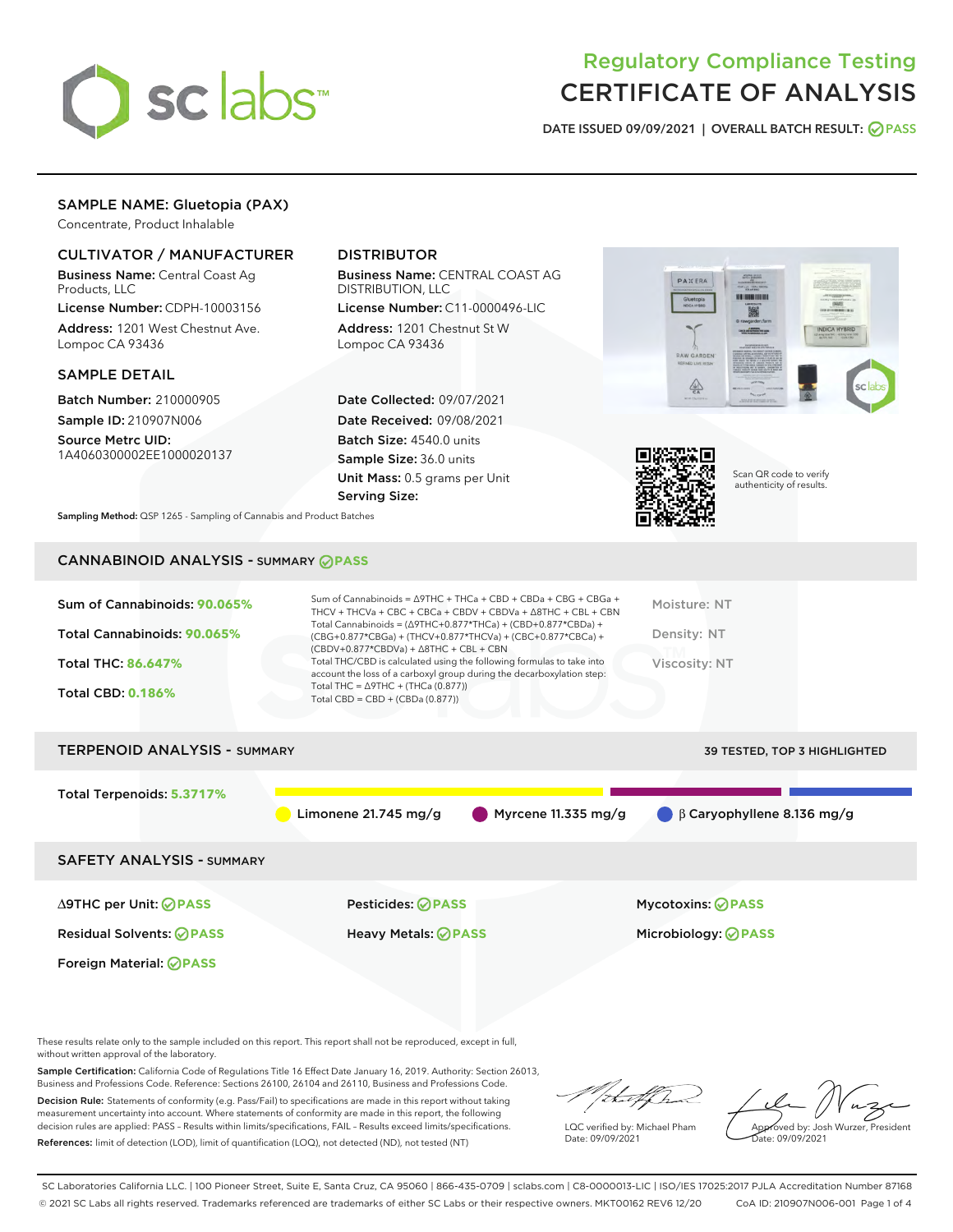# Regulatory Compliance Testing
# CERTIFICATE OF ANALYSIS

DATE ISSUED 09/09/2021 | OVERALL BATCH RESULT: PASS

## SAMPLE NAME: Gluetopia (PAX)

Concentrate, Product Inhalable

### CULTIVATOR / MANUFACTURER

**Business Name:** Central Coast Ag Products, LLC

**License Number:** CDPH-10003156

**Address:** 1201 West Chestnut Ave. Lompoc CA 93436

### DISTRIBUTOR

**Business Name:** CENTRAL COAST AG DISTRIBUTION, LLC

**License Number:** C11-0000496-LIC

**Address:** 1201 Chestnut St W Lompoc CA 93436

### SAMPLE DETAIL

**Batch Number:** 210000905

**Sample ID:** 210907N006

**Source Metrc UID:** 1A4060300002EE1000020137

**Date Collected:** 09/07/2021

**Date Received:** 09/08/2021

**Batch Size:** 4540.0 units

**Sample Size:** 36.0 units

**Unit Mass:** 0.5 grams per Unit

**Serving Size:**

Scan QR code to verify authenticity of results.

**Sampling Method:** QSP 1265 - Sampling of Cannabis and Product Batches

## CANNABINOID ANALYSIS - SUMMARY PASS

**Sum of Cannabinoids:** 90.065%

**Total Cannabinoids:** 90.065%

**Total THC:** 86.647%

**Total CBD:** 0.186%

Sum of Cannabinoids = Δ9THC + THCa + CBD + CBDa + CBG + CBGa + THCV + THCVa + CBC + CBCa + CBDV + CBDVa + Δ8THC + CBL + CBN

Total Cannabinoids = (Δ9THC+0.877*THCa) + (CBD+0.877*CBDa) + (CBG+0.877*CBGa) + (THCV+0.877*THCVa) + (CBC+0.877*CBCa) + (CBDV+0.877*CBDVa) + Δ8THC + CBL + CBN

Total THC/CBD is calculated using the following formulas to take into account the loss of a carboxyl group during the decarboxylation step:

Total THC = Δ9THC + (THCa (0.877))

Total CBD = CBD + (CBDa (0.877))

Moisture: NT

Density: NT

Viscosity: NT

## TERPENOID ANALYSIS - SUMMARY

39 TESTED, TOP 3 HIGHLIGHTED

**Total Terpenoids:** 5.3717%

Limonene 21.745 mg/g | Myrcene 11.335 mg/g | β Caryophyllene 8.136 mg/g

## SAFETY ANALYSIS - SUMMARY

Δ9THC per Unit: PASS

Pesticides: PASS

Mycotoxins: PASS

Residual Solvents: PASS

Heavy Metals: PASS

Microbiology: PASS

Foreign Material: PASS

These results relate only to the sample included on this report. This report shall not be reproduced, except in full, without written approval of the laboratory.

**Sample Certification:** California Code of Regulations Title 16 Effect Date January 16, 2019. Authority: Section 26013, Business and Professions Code. Reference: Sections 26100, 26104 and 26110, Business and Professions Code.

**Decision Rule:** Statements of conformity (e.g. Pass/Fail) to specifications are made in this report without taking measurement uncertainty into account. Where statements of conformity are made in this report, the following decision rules are applied: PASS – Results within limits/specifications, FAIL – Results exceed limits/specifications.

**References:** limit of detection (LOD), limit of quantification (LOQ), not detected (ND), not tested (NT)

LQC verified by: Michael Pham
Date: 09/09/2021

Approved by: Josh Wurzer, President
Date: 09/09/2021

SC Laboratories California LLC. | 100 Pioneer Street, Suite E, Santa Cruz, CA 95060 | 866-435-0709 | sclabs.com | C8-0000013-LIC | ISO/IES 17025:2017 PJLA Accreditation Number 87168

© 2021 SC Labs all rights reserved. Trademarks referenced are trademarks of either SC Labs or their respective owners. MKT00162 REV6 12/20 CoA ID: 210907N006-001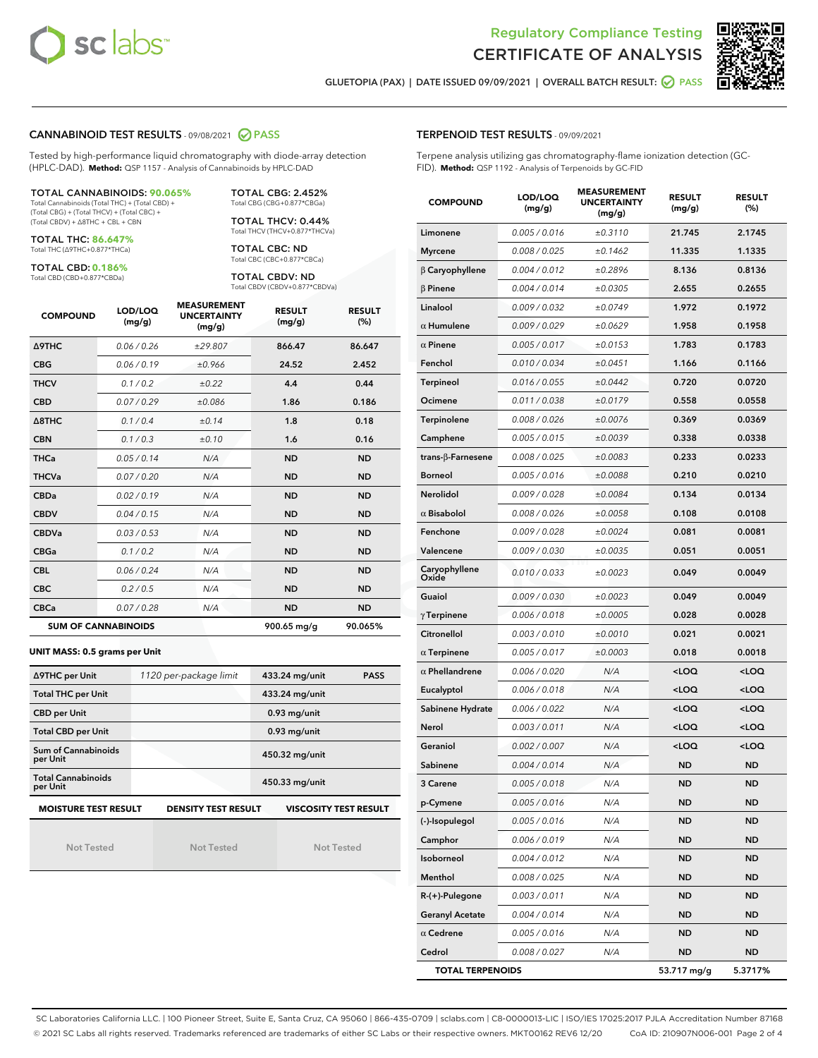Regulatory Compliance Testing
# CERTIFICATE OF ANALYSIS

GLUETOPIA (PAX) | DATE ISSUED 09/09/2021 | OVERALL BATCH RESULT: PASS

## CANNABINOID TEST RESULTS - 09/08/2021 PASS

Tested by high-performance liquid chromatography with diode-array detection (HPLC-DAD). **Method:** QSP 1157 - Analysis of Cannabinoids by HPLC-DAD

**TOTAL CANNABINOIDS: 90.065%**
Total Cannabinoids (Total THC) + (Total CBD) + (Total CBG) + (Total THCV) + (Total CBC) + (Total CBDV) + Δ8THC + CBL + CBN

**TOTAL THC: 86.647%**
Total THC (Δ9THC+0.877*THCa)

**TOTAL CBD: 0.186%**
Total CBD (CBD+0.877*CBDa)

**TOTAL CBG: 2.452%**
Total CBG (CBG+0.877*CBGa)

**TOTAL THCV: 0.44%**
Total THCV (THCV+0.877*THCVa)

**TOTAL CBC: ND**
Total CBC (CBC+0.877*CBCa)

**TOTAL CBDV: ND**
Total CBDV (CBDV+0.877*CBDVa)

| COMPOUND | LOD/LOQ (mg/g) | MEASUREMENT UNCERTAINTY (mg/g) | RESULT (mg/g) | RESULT (%) |
|---|---|---|---|---|
| Δ9THC | 0.06 / 0.26 | ±29.807 | 866.47 | 86.647 |
| CBG | 0.06 / 0.19 | ±0.966 | 24.52 | 2.452 |
| THCV | 0.1 / 0.2 | ±0.22 | 4.4 | 0.44 |
| CBD | 0.07 / 0.29 | ±0.086 | 1.86 | 0.186 |
| Δ8THC | 0.1 / 0.4 | ±0.14 | 1.8 | 0.18 |
| CBN | 0.1 / 0.3 | ±0.10 | 1.6 | 0.16 |
| THCa | 0.05 / 0.14 | N/A | ND | ND |
| THCVa | 0.07 / 0.20 | N/A | ND | ND |
| CBDa | 0.02 / 0.19 | N/A | ND | ND |
| CBDV | 0.04 / 0.15 | N/A | ND | ND |
| CBDVa | 0.03 / 0.53 | N/A | ND | ND |
| CBGa | 0.1 / 0.2 | N/A | ND | ND |
| CBL | 0.06 / 0.24 | N/A | ND | ND |
| CBC | 0.2 / 0.5 | N/A | ND | ND |
| CBCa | 0.07 / 0.28 | N/A | ND | ND |
| **SUM OF CANNABINOIDS** | | | 900.65 mg/g | 90.065% |

**UNIT MASS: 0.5 grams per Unit**

| | | | |
|---|---|---|---|
| Δ9THC per Unit | 1120 per-package limit | 433.24 mg/unit | PASS |
| Total THC per Unit | | 433.24 mg/unit | |
| CBD per Unit | | 0.93 mg/unit | |
| Total CBD per Unit | | 0.93 mg/unit | |
| Sum of Cannabinoids per Unit | | 450.32 mg/unit | |
| Total Cannabinoids per Unit | | 450.33 mg/unit | |

| MOISTURE TEST RESULT | DENSITY TEST RESULT | VISCOSITY TEST RESULT |
|---|---|---|
| Not Tested | Not Tested | Not Tested |

## TERPENOID TEST RESULTS - 09/09/2021

Terpene analysis utilizing gas chromatography-flame ionization detection (GC-FID). **Method:** QSP 1192 - Analysis of Terpenoids by GC-FID

| COMPOUND | LOD/LOQ (mg/g) | MEASUREMENT UNCERTAINTY (mg/g) | RESULT (mg/g) | RESULT (%) |
|---|---|---|---|---|
| Limonene | 0.005 / 0.016 | ±0.3110 | 21.745 | 2.1745 |
| Myrcene | 0.008 / 0.025 | ±0.1462 | 11.335 | 1.1335 |
| β Caryophyllene | 0.004 / 0.012 | ±0.2896 | 8.136 | 0.8136 |
| β Pinene | 0.004 / 0.014 | ±0.0305 | 2.655 | 0.2655 |
| Linalool | 0.009 / 0.032 | ±0.0749 | 1.972 | 0.1972 |
| α Humulene | 0.009 / 0.029 | ±0.0629 | 1.958 | 0.1958 |
| α Pinene | 0.005 / 0.017 | ±0.0153 | 1.783 | 0.1783 |
| Fenchol | 0.010 / 0.034 | ±0.0451 | 1.166 | 0.1166 |
| Terpineol | 0.016 / 0.055 | ±0.0442 | 0.720 | 0.0720 |
| Ocimene | 0.011 / 0.038 | ±0.0179 | 0.558 | 0.0558 |
| Terpinolene | 0.008 / 0.026 | ±0.0076 | 0.369 | 0.0369 |
| Camphene | 0.005 / 0.015 | ±0.0039 | 0.338 | 0.0338 |
| trans-β-Farnesene | 0.008 / 0.025 | ±0.0083 | 0.233 | 0.0233 |
| Borneol | 0.005 / 0.016 | ±0.0088 | 0.210 | 0.0210 |
| Nerolidol | 0.009 / 0.028 | ±0.0084 | 0.134 | 0.0134 |
| α Bisabolol | 0.008 / 0.026 | ±0.0058 | 0.108 | 0.0108 |
| Fenchone | 0.009 / 0.028 | ±0.0024 | 0.081 | 0.0081 |
| Valencene | 0.009 / 0.030 | ±0.0035 | 0.051 | 0.0051 |
| Caryophyllene Oxide | 0.010 / 0.033 | ±0.0023 | 0.049 | 0.0049 |
| Guaiol | 0.009 / 0.030 | ±0.0023 | 0.049 | 0.0049 |
| γ Terpinene | 0.006 / 0.018 | ±0.0005 | 0.028 | 0.0028 |
| Citronellol | 0.003 / 0.010 | ±0.0010 | 0.021 | 0.0021 |
| α Terpinene | 0.005 / 0.017 | ±0.0003 | 0.018 | 0.0018 |
| α Phellandrene | 0.006 / 0.020 | N/A | <LOQ | <LOQ |
| Eucalyptol | 0.006 / 0.018 | N/A | <LOQ | <LOQ |
| Sabinene Hydrate | 0.006 / 0.022 | N/A | <LOQ | <LOQ |
| Nerol | 0.003 / 0.011 | N/A | <LOQ | <LOQ |
| Geraniol | 0.002 / 0.007 | N/A | <LOQ | <LOQ |
| Sabinene | 0.004 / 0.014 | N/A | ND | ND |
| 3 Carene | 0.005 / 0.018 | N/A | ND | ND |
| p-Cymene | 0.005 / 0.016 | N/A | ND | ND |
| (-)-Isopulegol | 0.005 / 0.016 | N/A | ND | ND |
| Camphor | 0.006 / 0.019 | N/A | ND | ND |
| Isoborneol | 0.004 / 0.012 | N/A | ND | ND |
| Menthol | 0.008 / 0.025 | N/A | ND | ND |
| R-(+)-Pulegone | 0.003 / 0.011 | N/A | ND | ND |
| Geranyl Acetate | 0.004 / 0.014 | N/A | ND | ND |
| α Cedrene | 0.005 / 0.016 | N/A | ND | ND |
| Cedrol | 0.008 / 0.027 | N/A | ND | ND |
| **TOTAL TERPENOIDS** | | | 53.717 mg/g | 5.3717% |

SC Laboratories California LLC. | 100 Pioneer Street, Suite E, Santa Cruz, CA 95060 | 866-435-0709 | sclabs.com | C8-0000013-LIC | ISO/IES 17025:2017 PJLA Accreditation Number 87168
© 2021 SC Labs all rights reserved. Trademarks referenced are trademarks of either SC Labs or their respective owners. MKT00162 REV6 12/20 CoA ID: 210907N006-001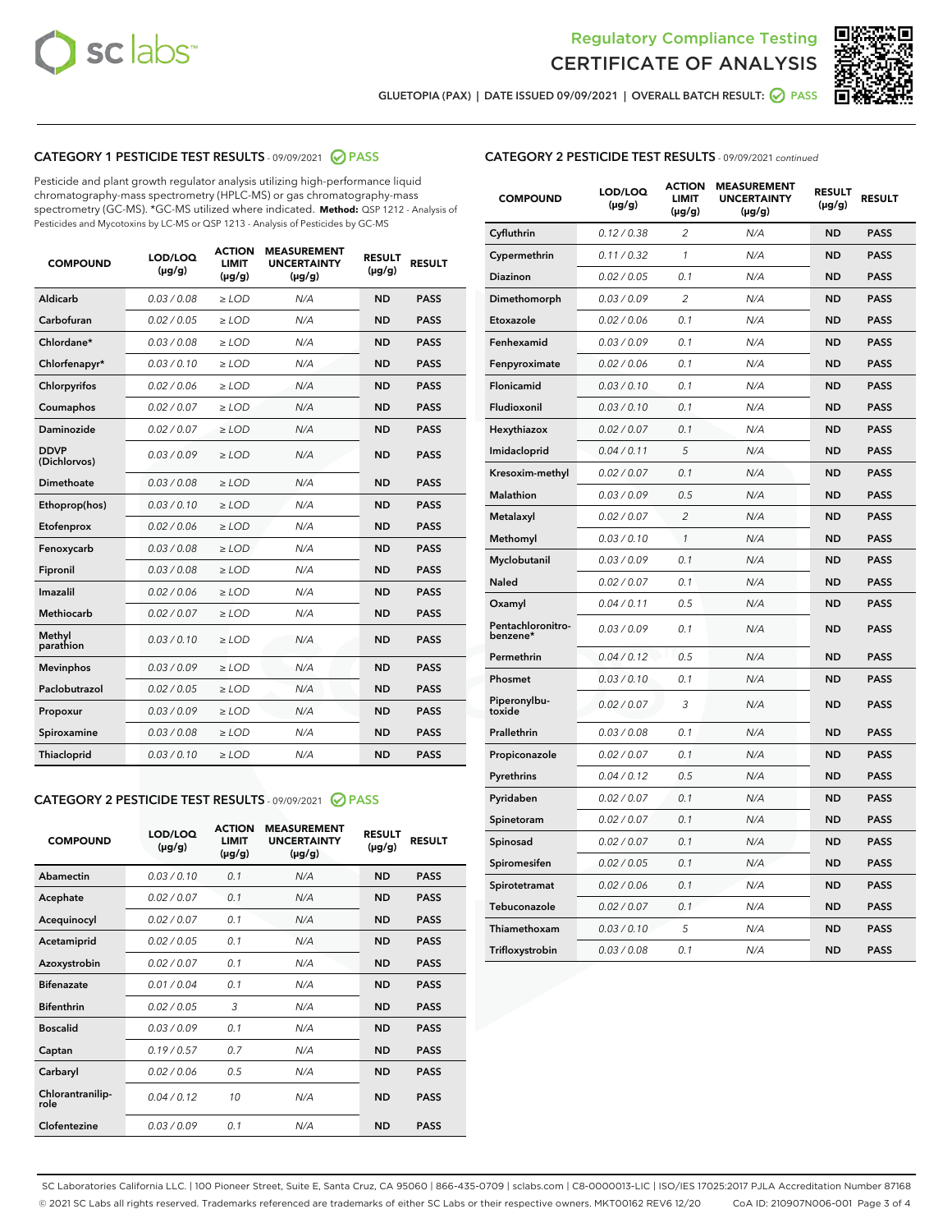Regulatory Compliance Testing
CERTIFICATE OF ANALYSIS

GLUETOPIA (PAX) | DATE ISSUED 09/09/2021 | OVERALL BATCH RESULT: PASS

## CATEGORY 1 PESTICIDE TEST RESULTS - 09/09/2021 PASS

Pesticide and plant growth regulator analysis utilizing high-performance liquid chromatography-mass spectrometry (HPLC-MS) or gas chromatography-mass spectrometry (GC-MS). *GC-MS utilized where indicated. **Method:** QSP 1212 - Analysis of Pesticides and Mycotoxins by LC-MS or QSP 1213 - Analysis of Pesticides by GC-MS

| COMPOUND | LOD/LOQ (µg/g) | ACTION LIMIT (µg/g) | MEASUREMENT UNCERTAINTY (µg/g) | RESULT (µg/g) | RESULT |
|---|---|---|---|---|---|
| Aldicarb | 0.03 / 0.08 | ≥ LOD | N/A | ND | PASS |
| Carbofuran | 0.02 / 0.05 | ≥ LOD | N/A | ND | PASS |
| Chlordane* | 0.03 / 0.08 | ≥ LOD | N/A | ND | PASS |
| Chlorfenapyr* | 0.03 / 0.10 | ≥ LOD | N/A | ND | PASS |
| Chlorpyrifos | 0.02 / 0.06 | ≥ LOD | N/A | ND | PASS |
| Coumaphos | 0.02 / 0.07 | ≥ LOD | N/A | ND | PASS |
| Daminozide | 0.02 / 0.07 | ≥ LOD | N/A | ND | PASS |
| DDVP (Dichlorvos) | 0.03 / 0.09 | ≥ LOD | N/A | ND | PASS |
| Dimethoate | 0.03 / 0.08 | ≥ LOD | N/A | ND | PASS |
| Ethoprop(hos) | 0.03 / 0.10 | ≥ LOD | N/A | ND | PASS |
| Etofenprox | 0.02 / 0.06 | ≥ LOD | N/A | ND | PASS |
| Fenoxycarb | 0.03 / 0.08 | ≥ LOD | N/A | ND | PASS |
| Fipronil | 0.03 / 0.08 | ≥ LOD | N/A | ND | PASS |
| Imazalil | 0.02 / 0.06 | ≥ LOD | N/A | ND | PASS |
| Methiocarb | 0.02 / 0.07 | ≥ LOD | N/A | ND | PASS |
| Methyl parathion | 0.03 / 0.10 | ≥ LOD | N/A | ND | PASS |
| Mevinphos | 0.03 / 0.09 | ≥ LOD | N/A | ND | PASS |
| Paclobutrazol | 0.02 / 0.05 | ≥ LOD | N/A | ND | PASS |
| Propoxur | 0.03 / 0.09 | ≥ LOD | N/A | ND | PASS |
| Spiroxamine | 0.03 / 0.08 | ≥ LOD | N/A | ND | PASS |
| Thiacloprid | 0.03 / 0.10 | ≥ LOD | N/A | ND | PASS |

## CATEGORY 2 PESTICIDE TEST RESULTS - 09/09/2021 PASS

| COMPOUND | LOD/LOQ (µg/g) | ACTION LIMIT (µg/g) | MEASUREMENT UNCERTAINTY (µg/g) | RESULT (µg/g) | RESULT |
|---|---|---|---|---|---|
| Abamectin | 0.03 / 0.10 | 0.1 | N/A | ND | PASS |
| Acephate | 0.02 / 0.07 | 0.1 | N/A | ND | PASS |
| Acequinocyl | 0.02 / 0.07 | 0.1 | N/A | ND | PASS |
| Acetamiprid | 0.02 / 0.05 | 0.1 | N/A | ND | PASS |
| Azoxystrobin | 0.02 / 0.07 | 0.1 | N/A | ND | PASS |
| Bifenazate | 0.01 / 0.04 | 0.1 | N/A | ND | PASS |
| Bifenthrin | 0.02 / 0.05 | 3 | N/A | ND | PASS |
| Boscalid | 0.03 / 0.09 | 0.1 | N/A | ND | PASS |
| Captan | 0.19 / 0.57 | 0.7 | N/A | ND | PASS |
| Carbaryl | 0.02 / 0.06 | 0.5 | N/A | ND | PASS |
| Chlorantraniliprole | 0.04 / 0.12 | 10 | N/A | ND | PASS |
| Clofentezine | 0.03 / 0.09 | 0.1 | N/A | ND | PASS |
| Cyfluthrin | 0.12 / 0.38 | 2 | N/A | ND | PASS |
| Cypermethrin | 0.11 / 0.32 | 1 | N/A | ND | PASS |
| Diazinon | 0.02 / 0.05 | 0.1 | N/A | ND | PASS |
| Dimethomorph | 0.03 / 0.09 | 2 | N/A | ND | PASS |
| Etoxazole | 0.02 / 0.06 | 0.1 | N/A | ND | PASS |
| Fenhexamid | 0.03 / 0.09 | 0.1 | N/A | ND | PASS |
| Fenpyroximate | 0.02 / 0.06 | 0.1 | N/A | ND | PASS |
| Flonicamid | 0.03 / 0.10 | 0.1 | N/A | ND | PASS |
| Fludioxonil | 0.03 / 0.10 | 0.1 | N/A | ND | PASS |
| Hexythiazox | 0.02 / 0.07 | 0.1 | N/A | ND | PASS |
| Imidacloprid | 0.04 / 0.11 | 5 | N/A | ND | PASS |
| Kresoxim-methyl | 0.02 / 0.07 | 0.1 | N/A | ND | PASS |
| Malathion | 0.03 / 0.09 | 0.5 | N/A | ND | PASS |
| Metalaxyl | 0.02 / 0.07 | 2 | N/A | ND | PASS |
| Methomyl | 0.03 / 0.10 | 1 | N/A | ND | PASS |
| Myclobutanil | 0.03 / 0.09 | 0.1 | N/A | ND | PASS |
| Naled | 0.02 / 0.07 | 0.1 | N/A | ND | PASS |
| Oxamyl | 0.04 / 0.11 | 0.5 | N/A | ND | PASS |
| Pentachloronitrobenzene* | 0.03 / 0.09 | 0.1 | N/A | ND | PASS |
| Permethrin | 0.04 / 0.12 | 0.5 | N/A | ND | PASS |
| Phosmet | 0.03 / 0.10 | 0.1 | N/A | ND | PASS |
| Piperonylbutoxide | 0.02 / 0.07 | 3 | N/A | ND | PASS |
| Prallethrin | 0.03 / 0.08 | 0.1 | N/A | ND | PASS |
| Propiconazole | 0.02 / 0.07 | 0.1 | N/A | ND | PASS |
| Pyrethrins | 0.04 / 0.12 | 0.5 | N/A | ND | PASS |
| Pyridaben | 0.02 / 0.07 | 0.1 | N/A | ND | PASS |
| Spinetoram | 0.02 / 0.07 | 0.1 | N/A | ND | PASS |
| Spinosad | 0.02 / 0.07 | 0.1 | N/A | ND | PASS |
| Spiromesifen | 0.02 / 0.05 | 0.1 | N/A | ND | PASS |
| Spirotetramat | 0.02 / 0.06 | 0.1 | N/A | ND | PASS |
| Tebuconazole | 0.02 / 0.07 | 0.1 | N/A | ND | PASS |
| Thiamethoxam | 0.03 / 0.10 | 5 | N/A | ND | PASS |
| Trifloxystrobin | 0.03 / 0.08 | 0.1 | N/A | ND | PASS |

SC Laboratories California LLC. | 100 Pioneer Street, Suite E, Santa Cruz, CA 95060 | 866-435-0709 | sclabs.com | C8-0000013-LIC | ISO/IES 17025:2017 PJLA Accreditation Number 87168
© 2021 SC Labs all rights reserved. Trademarks referenced are trademarks of either SC Labs or their respective owners. MKT00162 REV6 12/20 CoA ID: 210907N006-001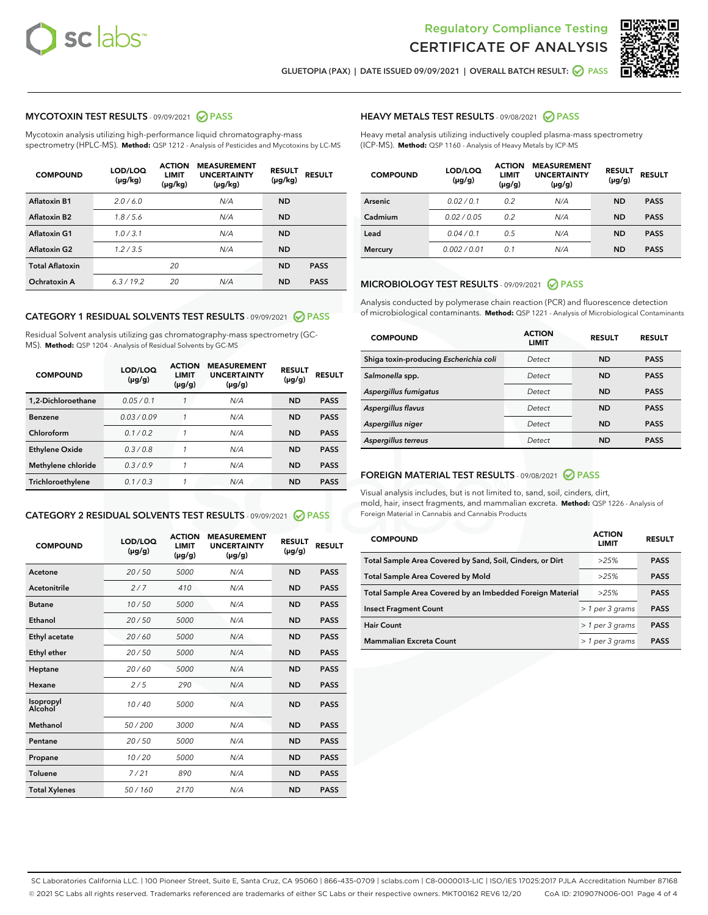Regulatory Compliance Testing

# CERTIFICATE OF ANALYSIS

GLUETOPIA (PAX) | DATE ISSUED 09/09/2021 | OVERALL BATCH RESULT: PASS

## MYCOTOXIN TEST RESULTS - 09/09/2021 PASS

Mycotoxin analysis utilizing high-performance liquid chromatography-mass spectrometry (HPLC-MS). **Method:** QSP 1212 - Analysis of Pesticides and Mycotoxins by LC-MS

| COMPOUND | LOD/LOQ (µg/kg) | ACTION LIMIT (µg/kg) | MEASUREMENT UNCERTAINTY (µg/kg) | RESULT (µg/kg) | RESULT |
|---|---|---|---|---|---|
| Aflatoxin B1 | 2.0 / 6.0 | | N/A | ND | |
| Aflatoxin B2 | 1.8 / 5.6 | | N/A | ND | |
| Aflatoxin G1 | 1.0 / 3.1 | | N/A | ND | |
| Aflatoxin G2 | 1.2 / 3.5 | | N/A | ND | |
| Total Aflatoxin | | 20 | | ND | PASS |
| Ochratoxin A | 6.3 / 19.2 | 20 | N/A | ND | PASS |

## CATEGORY 1 RESIDUAL SOLVENTS TEST RESULTS - 09/09/2021 PASS

Residual Solvent analysis utilizing gas chromatography-mass spectrometry (GC-MS). **Method:** QSP 1204 - Analysis of Residual Solvents by GC-MS

| COMPOUND | LOD/LOQ (µg/g) | ACTION LIMIT (µg/g) | MEASUREMENT UNCERTAINTY (µg/g) | RESULT (µg/g) | RESULT |
|---|---|---|---|---|---|
| 1,2-Dichloroethane | 0.05 / 0.1 | 1 | N/A | ND | PASS |
| Benzene | 0.03 / 0.09 | 1 | N/A | ND | PASS |
| Chloroform | 0.1 / 0.2 | 1 | N/A | ND | PASS |
| Ethylene Oxide | 0.3 / 0.8 | 1 | N/A | ND | PASS |
| Methylene chloride | 0.3 / 0.9 | 1 | N/A | ND | PASS |
| Trichloroethylene | 0.1 / 0.3 | 1 | N/A | ND | PASS |

## CATEGORY 2 RESIDUAL SOLVENTS TEST RESULTS - 09/09/2021 PASS

| COMPOUND | LOD/LOQ (µg/g) | ACTION LIMIT (µg/g) | MEASUREMENT UNCERTAINTY (µg/g) | RESULT (µg/g) | RESULT |
|---|---|---|---|---|---|
| Acetone | 20 / 50 | 5000 | N/A | ND | PASS |
| Acetonitrile | 2 / 7 | 410 | N/A | ND | PASS |
| Butane | 10 / 50 | 5000 | N/A | ND | PASS |
| Ethanol | 20 / 50 | 5000 | N/A | ND | PASS |
| Ethyl acetate | 20 / 60 | 5000 | N/A | ND | PASS |
| Ethyl ether | 20 / 50 | 5000 | N/A | ND | PASS |
| Heptane | 20 / 60 | 5000 | N/A | ND | PASS |
| Hexane | 2 / 5 | 290 | N/A | ND | PASS |
| Isopropyl Alcohol | 10 / 40 | 5000 | N/A | ND | PASS |
| Methanol | 50 / 200 | 3000 | N/A | ND | PASS |
| Pentane | 20 / 50 | 5000 | N/A | ND | PASS |
| Propane | 10 / 20 | 5000 | N/A | ND | PASS |
| Toluene | 7 / 21 | 890 | N/A | ND | PASS |
| Total Xylenes | 50 / 160 | 2170 | N/A | ND | PASS |

## HEAVY METALS TEST RESULTS - 09/08/2021 PASS

Heavy metal analysis utilizing inductively coupled plasma-mass spectrometry (ICP-MS). **Method:** QSP 1160 - Analysis of Heavy Metals by ICP-MS

| COMPOUND | LOD/LOQ (µg/g) | ACTION LIMIT (µg/g) | MEASUREMENT UNCERTAINTY (µg/g) | RESULT (µg/g) | RESULT |
|---|---|---|---|---|---|
| Arsenic | 0.02 / 0.1 | 0.2 | N/A | ND | PASS |
| Cadmium | 0.02 / 0.05 | 0.2 | N/A | ND | PASS |
| Lead | 0.04 / 0.1 | 0.5 | N/A | ND | PASS |
| Mercury | 0.002 / 0.01 | 0.1 | N/A | ND | PASS |

## MICROBIOLOGY TEST RESULTS - 09/09/2021 PASS

Analysis conducted by polymerase chain reaction (PCR) and fluorescence detection of microbiological contaminants. **Method:** QSP 1221 - Analysis of Microbiological Contaminants

| COMPOUND | ACTION LIMIT | RESULT | RESULT |
|---|---|---|---|
| Shiga toxin-producing *Escherichia coli* | Detect | ND | PASS |
| *Salmonella* spp. | Detect | ND | PASS |
| *Aspergillus fumigatus* | Detect | ND | PASS |
| *Aspergillus flavus* | Detect | ND | PASS |
| *Aspergillus niger* | Detect | ND | PASS |
| *Aspergillus terreus* | Detect | ND | PASS |

## FOREIGN MATERIAL TEST RESULTS - 09/08/2021 PASS

Visual analysis includes, but is not limited to, sand, soil, cinders, dirt, mold, hair, insect fragments, and mammalian excreta. **Method:** QSP 1226 - Analysis of Foreign Material in Cannabis and Cannabis Products

| COMPOUND | ACTION LIMIT | RESULT |
|---|---|---|
| Total Sample Area Covered by Sand, Soil, Cinders, or Dirt | >25% | PASS |
| Total Sample Area Covered by Mold | >25% | PASS |
| Total Sample Area Covered by an Imbedded Foreign Material | >25% | PASS |
| Insect Fragment Count | > 1 per 3 grams | PASS |
| Hair Count | > 1 per 3 grams | PASS |
| Mammalian Excreta Count | > 1 per 3 grams | PASS |

SC Laboratories California LLC. | 100 Pioneer Street, Suite E, Santa Cruz, CA 95060 | 866-435-0709 | sclabs.com | C8-0000013-LIC | ISO/IES 17025:2017 PJLA Accreditation Number 87168
© 2021 SC Labs all rights reserved. Trademarks referenced are trademarks of either SC Labs or their respective owners. MKT00162 REV6 12/20 CoA ID: 210907N006-001